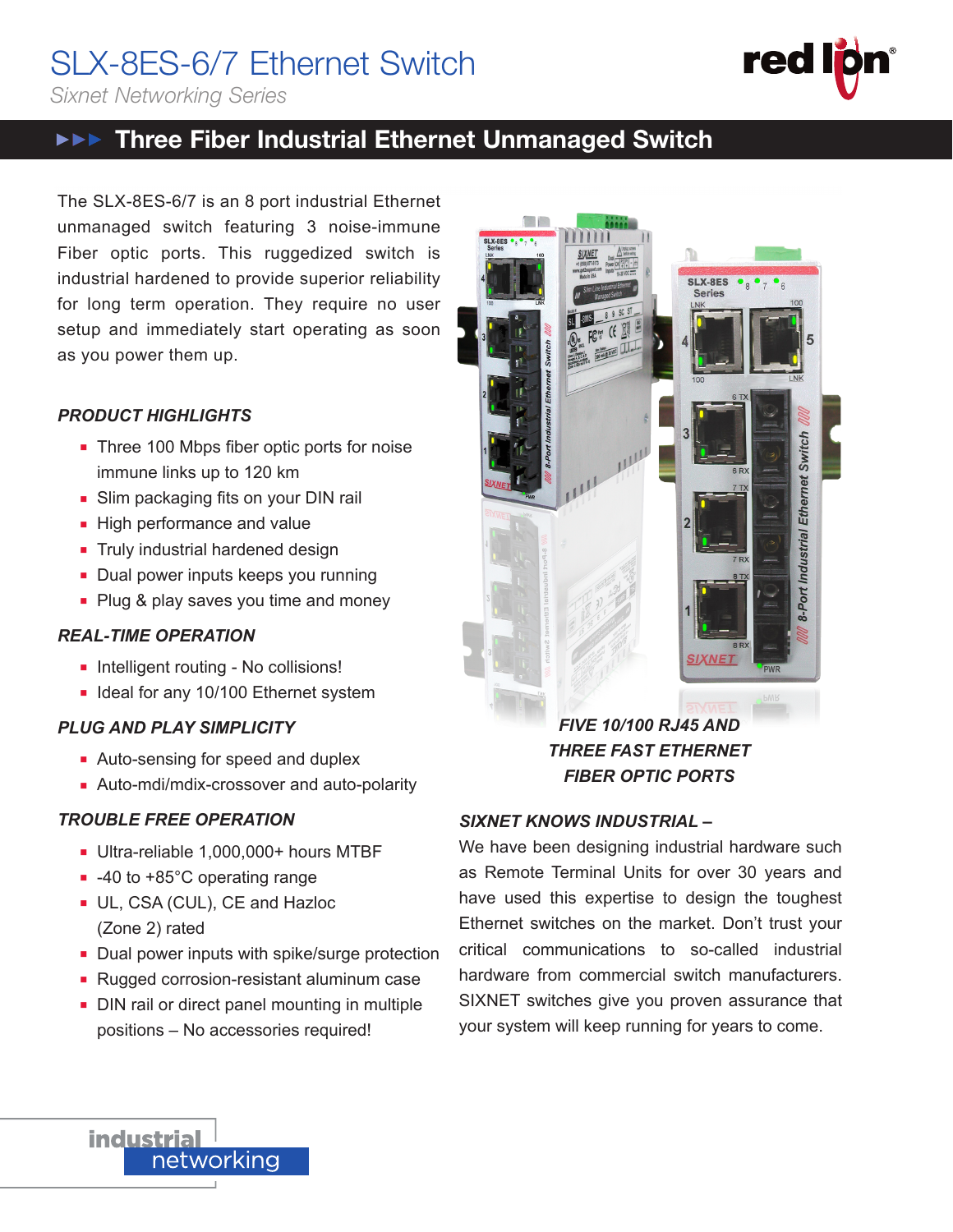# SLX-8ES-6/7 Ethernet Switch

*Sixnet Networking Series*

## Three Fiber Industrial Ethernet Unmanaged Switch

The SLX-8ES-6/7 is an 8 port industrial Ethernet unmanaged switch featuring 3 noise-immune Fiber optic ports. This ruggedized switch is industrial hardened to provide superior reliability for long term operation. They require no user setup and immediately start operating as soon as you power them up.

### *PRODUCT HIGHLIGHTS*

- Three 100 Mbps fiber optic ports for noise immune links up to 120 km
- Slim packaging fits on your DIN rail
- High performance and value
- Truly industrial hardened design
- Dual power inputs keeps you running
- Plug & play saves you time and money

### *REAL-TIME OPERATION*

- Intelligent routing - No collisions!
- Ideal for any 10/100 Ethernet system

### *PLUG AND PLAY SIMPLICITY*

- Auto-sensing for speed and duplex
- Auto-mdi/mdix-crossover and auto-polarity

### *TROUBLE FREE OPERATION*

- Ultra-reliable 1,000,000+ hours MTBF
- -40 to +85°C operating range
- UL, CSA (CUL), CE and Hazloc (Zone 2) rated
- Dual power inputs with spike/surge protection
- Rugged corrosion-resistant aluminum case
- DIN rail or direct panel mounting in multiple positions – No accessories required!

***FIVE 10/100 RJ45 AND THREE FAST ETHERNET FIBER OPTIC PORTS***

### *SIXNET KNOWS INDUSTRIAL –*

We have been designing industrial hardware such as Remote Terminal Units for over 30 years and have used this expertise to design the toughest Ethernet switches on the market. Don't trust your critical communications to so-called industrial hardware from commercial switch manufacturers. SIXNET switches give you proven assurance that your system will keep running for years to come.

industrial networking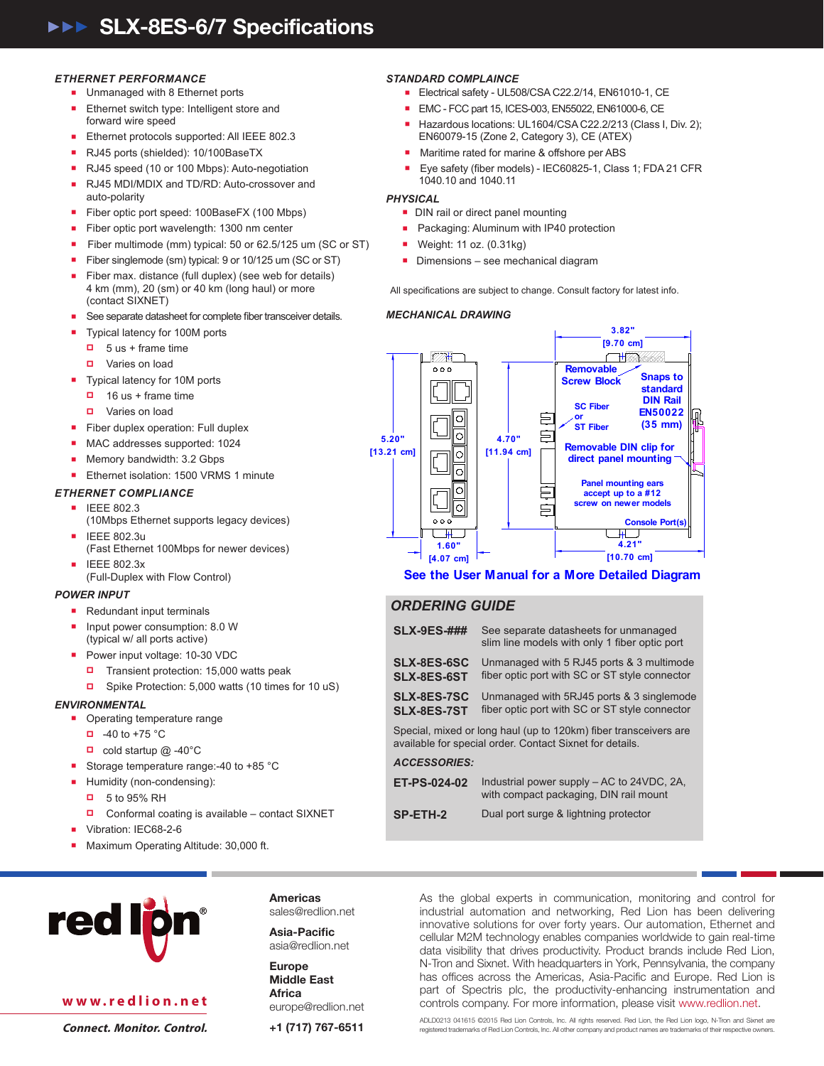# SLX-8ES-6/7 Specifications

### ETHERNET PERFORMANCE

- Unmanaged with 8 Ethernet ports
- Ethernet switch type: Intelligent store and forward wire speed
- Ethernet protocols supported: All IEEE 802.3
- RJ45 ports (shielded): 10/100BaseTX
- RJ45 speed (10 or 100 Mbps): Auto-negotiation
- RJ45 MDI/MDIX and TD/RD: Auto-crossover and auto-polarity
- Fiber optic port speed: 100BaseFX (100 Mbps)
- Fiber optic port wavelength: 1300 nm center
- Fiber multimode (mm) typical: 50 or 62.5/125 um (SC or ST)
- Fiber singlemode (sm) typical: 9 or 10/125 um (SC or ST)
- Fiber max. distance (full duplex) (see web for details) 4 km (mm), 20 (sm) or 40 km (long haul) or more (contact SIXNET)
- See separate datasheet for complete fiber transceiver details.
- Typical latency for 100M ports
  - 5 us + frame time
  - Varies on load
- Typical latency for 10M ports
  - 16 us + frame time
  - Varies on load
- Fiber duplex operation: Full duplex
- MAC addresses supported: 1024
- Memory bandwidth: 3.2 Gbps
- Ethernet isolation: 1500 VRMS 1 minute

### ETHERNET COMPLIANCE

- IEEE 802.3 (10Mbps Ethernet supports legacy devices)
- IEEE 802.3u (Fast Ethernet 100Mbps for newer devices)
- IEEE 802.3x (Full-Duplex with Flow Control)

### POWER INPUT

- Redundant input terminals
- Input power consumption: 8.0 W (typical w/ all ports active)
- Power input voltage: 10-30 VDC
  - Transient protection: 15,000 watts peak
  - Spike Protection: 5,000 watts (10 times for 10 uS)

### ENVIRONMENTAL

- Operating temperature range
  - -40 to +75 °C
  - cold startup @ -40°C
- Storage temperature range:-40 to +85 °C
- Humidity (non-condensing):
  - 5 to 95% RH
  - Conformal coating is available – contact SIXNET
- Vibration: IEC68-2-6
- Maximum Operating Altitude: 30,000 ft.

### STANDARD COMPLAINCE

- Electrical safety - UL508/CSA C22.2/14, EN61010-1, CE
- EMC - FCC part 15, ICES-003, EN55022, EN61000-6, CE
- Hazardous locations: UL1604/CSA C22.2/213 (Class I, Div. 2); EN60079-15 (Zone 2, Category 3), CE (ATEX)
- Maritime rated for marine & offshore per ABS
- Eye safety (fiber models) - IEC60825-1, Class 1; FDA 21 CFR 1040.10 and 1040.11

### PHYSICAL

- DIN rail or direct panel mounting
- Packaging: Aluminum with IP40 protection
- Weight: 11 oz. (0.31kg)
- Dimensions – see mechanical diagram

All specifications are subject to change. Consult factory for latest info.

### MECHANICAL DRAWING

3.82" [9.70 cm]
5.20" [13.21 cm]
4.70" [11.94 cm]
1.60" [4.07 cm]
4.21" [10.70 cm]
Removable Screw Block
Snaps to standard DIN Rail EN50022 (35 mm)
SC Fiber or ST Fiber
Removable DIN clip for direct panel mounting
Panel mounting ears accept up to a #12 screw on newer models
Console Port(s)

**See the User Manual for a More Detailed Diagram**

## ORDERING GUIDE

| | |
|---|---|
| **SLX-9ES-###** | See separate datasheets for unmanaged slim line models with only 1 fiber optic port |
| **SLX-8ES-6SC** **SLX-8ES-6ST** | Unmanaged with 5 RJ45 ports & 3 multimode fiber optic port with SC or ST style connector |
| **SLX-8ES-7SC** **SLX-8ES-7ST** | Unmanaged with 5RJ45 ports & 3 singlemode fiber optic port with SC or ST style connector |

Special, mixed or long haul (up to 120km) fiber transceivers are available for special order. Contact Sixnet for details.

### ACCESSORIES:

| | |
|---|---|
| **ET-PS-024-02** | Industrial power supply – AC to 24VDC, 2A, with compact packaging, DIN rail mount |
| **SP-ETH-2** | Dual port surge & lightning protector |

red lion®

www.redlion.net

*Connect. Monitor. Control.*

**Americas**
sales@redlion.net

**Asia-Pacific**
asia@redlion.net

**Europe**
**Middle East**
**Africa**
europe@redlion.net

**+1 (717) 767-6511**

As the global experts in communication, monitoring and control for industrial automation and networking, Red Lion has been delivering innovative solutions for over forty years. Our automation, Ethernet and cellular M2M technology enables companies worldwide to gain real-time data visibility that drives productivity. Product brands include Red Lion, N-Tron and Sixnet. With headquarters in York, Pennsylvania, the company has offices across the Americas, Asia-Pacific and Europe. Red Lion is part of Spectris plc, the productivity-enhancing instrumentation and controls company. For more information, please visit www.redlion.net.

ADLD0213 041615 ©2015 Red Lion Controls, Inc. All rights reserved. Red Lion, the Red Lion logo, N-Tron and Sixnet are registered trademarks of Red Lion Controls, Inc. All other company and product names are trademarks of their respective owners.